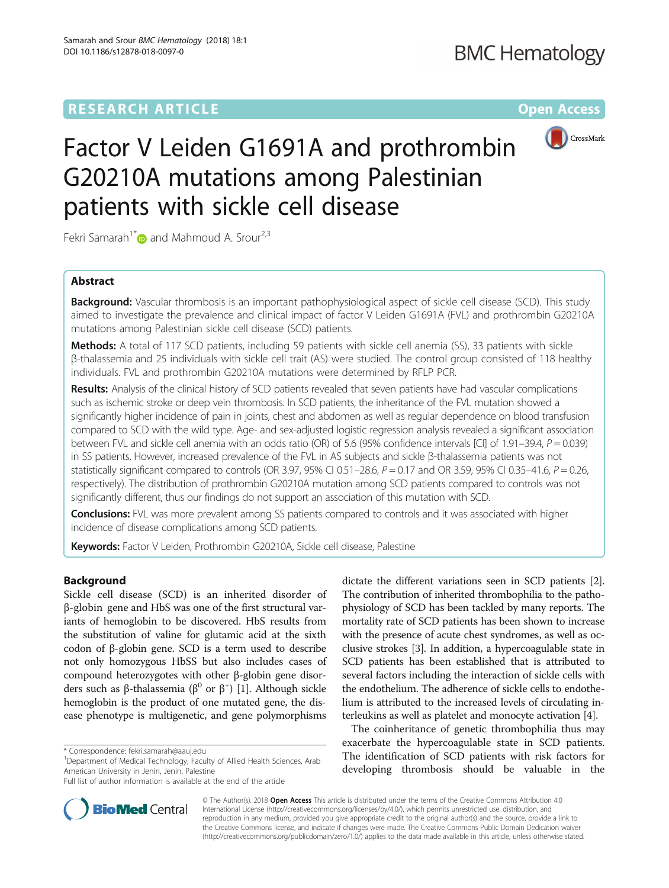RESEARCH ARTICLE

Open Access

# Factor V Leiden G1691A and prothrombin G20210A mutations among Palestinian patients with sickle cell disease

Fekri Samarah[1*] and Mahmoud A. Srour[2,3]

## Abstract

**Background:** Vascular thrombosis is an important pathophysiological aspect of sickle cell disease (SCD). This study aimed to investigate the prevalence and clinical impact of factor V Leiden G1691A (FVL) and prothrombin G20210A mutations among Palestinian sickle cell disease (SCD) patients.

**Methods:** A total of 117 SCD patients, including 59 patients with sickle cell anemia (SS), 33 patients with sickle β-thalassemia and 25 individuals with sickle cell trait (AS) were studied. The control group consisted of 118 healthy individuals. FVL and prothrombin G20210A mutations were determined by RFLP PCR.

**Results:** Analysis of the clinical history of SCD patients revealed that seven patients have had vascular complications such as ischemic stroke or deep vein thrombosis. In SCD patients, the inheritance of the FVL mutation showed a significantly higher incidence of pain in joints, chest and abdomen as well as regular dependence on blood transfusion compared to SCD with the wild type. Age- and sex-adjusted logistic regression analysis revealed a significant association between FVL and sickle cell anemia with an odds ratio (OR) of 5.6 (95% confidence intervals [CI] of 1.91–39.4, $P = 0.039$) in SS patients. However, increased prevalence of the FVL in AS subjects and sickle β-thalassemia patients was not statistically significant compared to controls (OR 3.97, 95% CI 0.51–28.6, $P = 0.17$ and OR 3.59, 95% CI 0.35–41.6, $P = 0.26$, respectively). The distribution of prothrombin G20210A mutation among SCD patients compared to controls was not significantly different, thus our findings do not support an association of this mutation with SCD.

**Conclusions:** FVL was more prevalent among SS patients compared to controls and it was associated with higher incidence of disease complications among SCD patients.

**Keywords:** Factor V Leiden, Prothrombin G20210A, Sickle cell disease, Palestine

## Background

Sickle cell disease (SCD) is an inherited disorder of β-globin gene and HbS was one of the first structural variants of hemoglobin to be discovered. HbS results from the substitution of valine for glutamic acid at the sixth codon of β-globin gene. SCD is a term used to describe not only homozygous HbSS but also includes cases of compound heterozygotes with other β-globin gene disorders such as β-thalassemia ($\beta^0$ or $\beta^+$) [1]. Although sickle hemoglobin is the product of one mutated gene, the disease phenotype is multigenetic, and gene polymorphisms dictate the different variations seen in SCD patients [2]. The contribution of inherited thrombophilia to the pathophysiology of SCD has been tackled by many reports. The mortality rate of SCD patients has been shown to increase with the presence of acute chest syndromes, as well as occlusive strokes [3]. In addition, a hypercoagulable state in SCD patients has been established that is attributed to several factors including the interaction of sickle cells with the endothelium. The adherence of sickle cells to endothelium is attributed to the increased levels of circulating interleukins as well as platelet and monocyte activation [4].

The coinheritance of genetic thrombophilia thus may exacerbate the hypercoagulable state in SCD patients. The identification of SCD patients with risk factors for developing thrombosis should be valuable in the

\* Correspondence: fekri.samarah@aauj.edu
[1]Department of Medical Technology, Faculty of Allied Health Sciences, Arab American University in Jenin, Jenin, Palestine
Full list of author information is available at the end of the article

© The Author(s). 2018 **Open Access** This article is distributed under the terms of the Creative Commons Attribution 4.0 International License (http://creativecommons.org/licenses/by/4.0/), which permits unrestricted use, distribution, and reproduction in any medium, provided you give appropriate credit to the original author(s) and the source, provide a link to the Creative Commons license, and indicate if changes were made. The Creative Commons Public Domain Dedication waiver (http://creativecommons.org/publicdomain/zero/1.0/) applies to the data made available in this article, unless otherwise stated.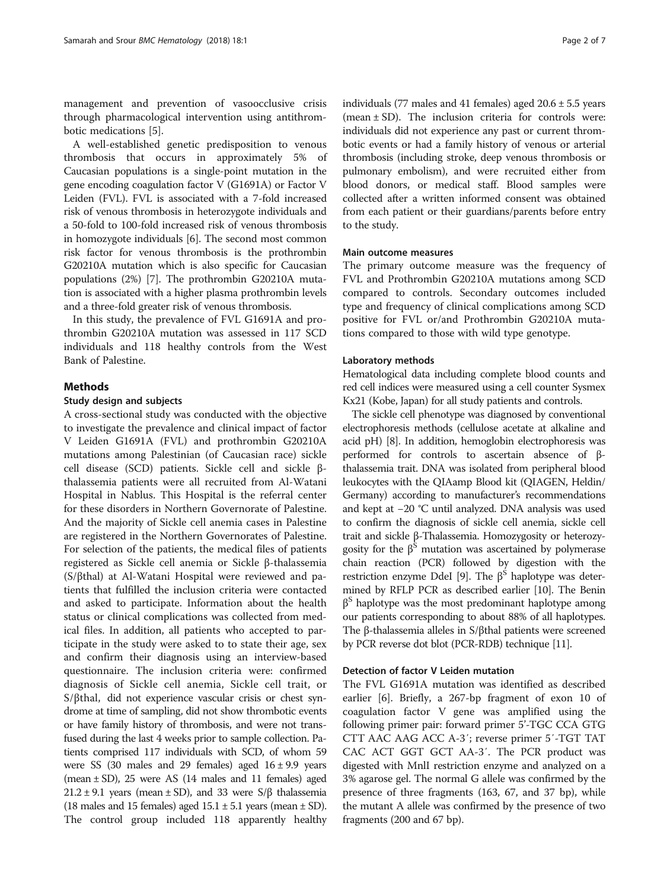management and prevention of vasoocclusive crisis through pharmacological intervention using antithrombotic medications [5].

A well-established genetic predisposition to venous thrombosis that occurs in approximately 5% of Caucasian populations is a single-point mutation in the gene encoding coagulation factor V (G1691A) or Factor V Leiden (FVL). FVL is associated with a 7-fold increased risk of venous thrombosis in heterozygote individuals and a 50-fold to 100-fold increased risk of venous thrombosis in homozygote individuals [6]. The second most common risk factor for venous thrombosis is the prothrombin G20210A mutation which is also specific for Caucasian populations (2%) [7]. The prothrombin G20210A mutation is associated with a higher plasma prothrombin levels and a three-fold greater risk of venous thrombosis.

In this study, the prevalence of FVL G1691A and prothrombin G20210A mutation was assessed in 117 SCD individuals and 118 healthy controls from the West Bank of Palestine.

## Methods

### Study design and subjects

A cross-sectional study was conducted with the objective to investigate the prevalence and clinical impact of factor V Leiden G1691A (FVL) and prothrombin G20210A mutations among Palestinian (of Caucasian race) sickle cell disease (SCD) patients. Sickle cell and sickle β-thalassemia patients were all recruited from Al-Watani Hospital in Nablus. This Hospital is the referral center for these disorders in Northern Governorate of Palestine. And the majority of Sickle cell anemia cases in Palestine are registered in the Northern Governorates of Palestine. For selection of the patients, the medical files of patients registered as Sickle cell anemia or Sickle β-thalassemia (S/βthal) at Al-Watani Hospital were reviewed and patients that fulfilled the inclusion criteria were contacted and asked to participate. Information about the health status or clinical complications was collected from medical files. In addition, all patients who accepted to participate in the study were asked to to state their age, sex and confirm their diagnosis using an interview-based questionnaire. The inclusion criteria were: confirmed diagnosis of Sickle cell anemia, Sickle cell trait, or S/βthal, did not experience vascular crisis or chest syndrome at time of sampling, did not show thrombotic events or have family history of thrombosis, and were not transfused during the last 4 weeks prior to sample collection. Patients comprised 117 individuals with SCD, of whom 59 were SS (30 males and 29 females) aged 16 ± 9.9 years (mean ± SD), 25 were AS (14 males and 11 females) aged 21.2 ± 9.1 years (mean ± SD), and 33 were S/β thalassemia (18 males and 15 females) aged 15.1 ± 5.1 years (mean ± SD). The control group included 118 apparently healthy individuals (77 males and 41 females) aged 20.6 ± 5.5 years (mean ± SD). The inclusion criteria for controls were: individuals did not experience any past or current thrombotic events or had a family history of venous or arterial thrombosis (including stroke, deep venous thrombosis or pulmonary embolism), and were recruited either from blood donors, or medical staff. Blood samples were collected after a written informed consent was obtained from each patient or their guardians/parents before entry to the study.

### Main outcome measures

The primary outcome measure was the frequency of FVL and Prothrombin G20210A mutations among SCD compared to controls. Secondary outcomes included type and frequency of clinical complications among SCD positive for FVL or/and Prothrombin G20210A mutations compared to those with wild type genotype.

### Laboratory methods

Hematological data including complete blood counts and red cell indices were measured using a cell counter Sysmex Kx21 (Kobe, Japan) for all study patients and controls.

The sickle cell phenotype was diagnosed by conventional electrophoresis methods (cellulose acetate at alkaline and acid pH) [8]. In addition, hemoglobin electrophoresis was performed for controls to ascertain absence of β-thalassemia trait. DNA was isolated from peripheral blood leukocytes with the QIAamp Blood kit (QIAGEN, Heldin/Germany) according to manufacturer's recommendations and kept at −20 °C until analyzed. DNA analysis was used to confirm the diagnosis of sickle cell anemia, sickle cell trait and sickle β-Thalassemia. Homozygosity or heterozygosity for the $\beta^S$ mutation was ascertained by polymerase chain reaction (PCR) followed by digestion with the restriction enzyme DdeI [9]. The $\beta^S$ haplotype was determined by RFLP PCR as described earlier [10]. The Benin $\beta^S$ haplotype was the most predominant haplotype among our patients corresponding to about 88% of all haplotypes. The β-thalassemia alleles in S/βthal patients were screened by PCR reverse dot blot (PCR-RDB) technique [11].

### Detection of factor V Leiden mutation

The FVL G1691A mutation was identified as described earlier [6]. Briefly, a 267-bp fragment of exon 10 of coagulation factor V gene was amplified using the following primer pair: forward primer 5'-TGC CCA GTG CTT AAC AAG ACC A-3′; reverse primer 5′-TGT TAT CAC ACT GGT GCT AA-3′. The PCR product was digested with MnlI restriction enzyme and analyzed on a 3% agarose gel. The normal G allele was confirmed by the presence of three fragments (163, 67, and 37 bp), while the mutant A allele was confirmed by the presence of two fragments (200 and 67 bp).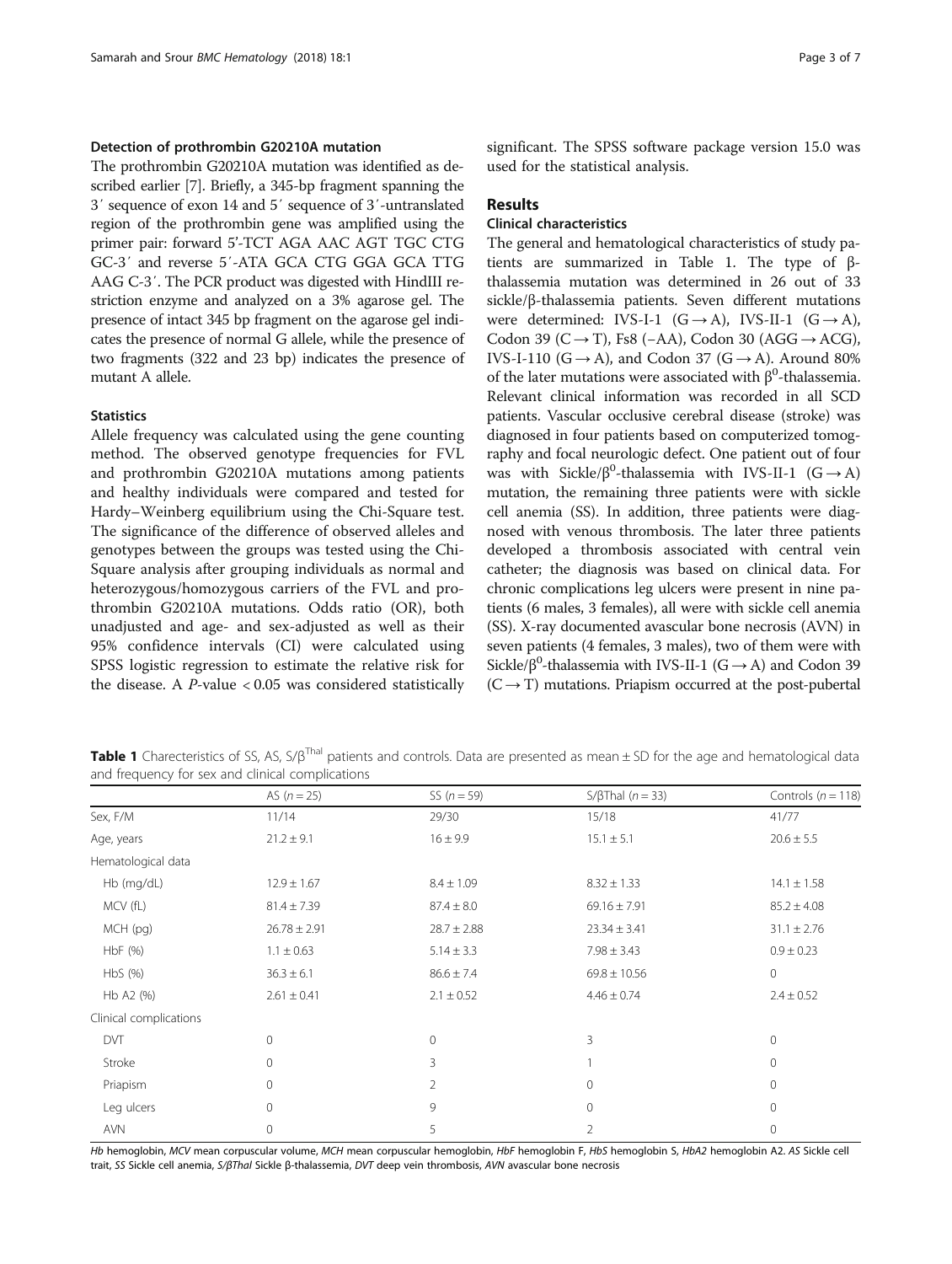### Detection of prothrombin G20210A mutation

The prothrombin G20210A mutation was identified as described earlier [7]. Briefly, a 345-bp fragment spanning the 3′ sequence of exon 14 and 5′ sequence of 3′-untranslated region of the prothrombin gene was amplified using the primer pair: forward 5′-TCT AGA AAC AGT TGC CTG GC-3′ and reverse 5′-ATA GCA CTG GGA GCA TTG AAG C-3′. The PCR product was digested with HindIII restriction enzyme and analyzed on a 3% agarose gel. The presence of intact 345 bp fragment on the agarose gel indicates the presence of normal G allele, while the presence of two fragments (322 and 23 bp) indicates the presence of mutant A allele.

### Statistics

Allele frequency was calculated using the gene counting method. The observed genotype frequencies for FVL and prothrombin G20210A mutations among patients and healthy individuals were compared and tested for Hardy–Weinberg equilibrium using the Chi-Square test. The significance of the difference of observed alleles and genotypes between the groups was tested using the Chi-Square analysis after grouping individuals as normal and heterozygous/homozygous carriers of the FVL and prothrombin G20210A mutations. Odds ratio (OR), both unadjusted and age- and sex-adjusted as well as their 95% confidence intervals (CI) were calculated using SPSS logistic regression to estimate the relative risk for the disease. A *P*-value < 0.05 was considered statistically significant. The SPSS software package version 15.0 was used for the statistical analysis.

## Results

### Clinical characteristics

The general and hematological characteristics of study patients are summarized in Table 1. The type of β-thalassemia mutation was determined in 26 out of 33 sickle/β-thalassemia patients. Seven different mutations were determined: IVS-I-1 (G → A), IVS-II-1 (G → A), Codon 39 (C → T), Fs8 (−AA), Codon 30 (AGG → ACG), IVS-I-110 (G → A), and Codon 37 (G → A). Around 80% of the later mutations were associated with $\beta^0$-thalassemia. Relevant clinical information was recorded in all SCD patients. Vascular occlusive cerebral disease (stroke) was diagnosed in four patients based on computerized tomography and focal neurologic defect. One patient out of four was with Sickle/$\beta^0$-thalassemia with IVS-II-1 (G → A) mutation, the remaining three patients were with sickle cell anemia (SS). In addition, three patients were diagnosed with venous thrombosis. The later three patients developed a thrombosis associated with central vein catheter; the diagnosis was based on clinical data. For chronic complications leg ulcers were present in nine patients (6 males, 3 females), all were with sickle cell anemia (SS). X-ray documented avascular bone necrosis (AVN) in seven patients (4 females, 3 males), two of them were with Sickle/$\beta^0$-thalassemia with IVS-II-1 (G → A) and Codon 39 (C → T) mutations. Priapism occurred at the post-pubertal

**Table 1** Charecteristics of SS, AS, S/$\beta^{Thal}$ patients and controls. Data are presented as mean ± SD for the age and hematological data and frequency for sex and clinical complications

| | AS (*n* = 25) | SS (*n* = 59) | S/βThal (*n* = 33) | Controls (*n* = 118) |
|---|---|---|---|---|
| Sex, F/M | 11/14 | 29/30 | 15/18 | 41/77 |
| Age, years | 21.2 ± 9.1 | 16 ± 9.9 | 15.1 ± 5.1 | 20.6 ± 5.5 |
| Hematological data | | | | |
| Hb (mg/dL) | 12.9 ± 1.67 | 8.4 ± 1.09 | 8.32 ± 1.33 | 14.1 ± 1.58 |
| MCV (fL) | 81.4 ± 7.39 | 87.4 ± 8.0 | 69.16 ± 7.91 | 85.2 ± 4.08 |
| MCH (pg) | 26.78 ± 2.91 | 28.7 ± 2.88 | 23.34 ± 3.41 | 31.1 ± 2.76 |
| HbF (%) | 1.1 ± 0.63 | 5.14 ± 3.3 | 7.98 ± 3.43 | 0.9 ± 0.23 |
| HbS (%) | 36.3 ± 6.1 | 86.6 ± 7.4 | 69.8 ± 10.56 | 0 |
| Hb A2 (%) | 2.61 ± 0.41 | 2.1 ± 0.52 | 4.46 ± 0.74 | 2.4 ± 0.52 |
| Clinical complications | | | | |
| DVT | 0 | 0 | 3 | 0 |
| Stroke | 0 | 3 | 1 | 0 |
| Priapism | 0 | 2 | 0 | 0 |
| Leg ulcers | 0 | 9 | 0 | 0 |
| AVN | 0 | 5 | 2 | 0 |

*Hb* hemoglobin, *MCV* mean corpuscular volume, *MCH* mean corpuscular hemoglobin, *HbF* hemoglobin F, *HbS* hemoglobin S, *HbA2* hemoglobin A2. *AS* Sickle cell trait, *SS* Sickle cell anemia, *S/βThal* Sickle β-thalassemia, *DVT* deep vein thrombosis, *AVN* avascular bone necrosis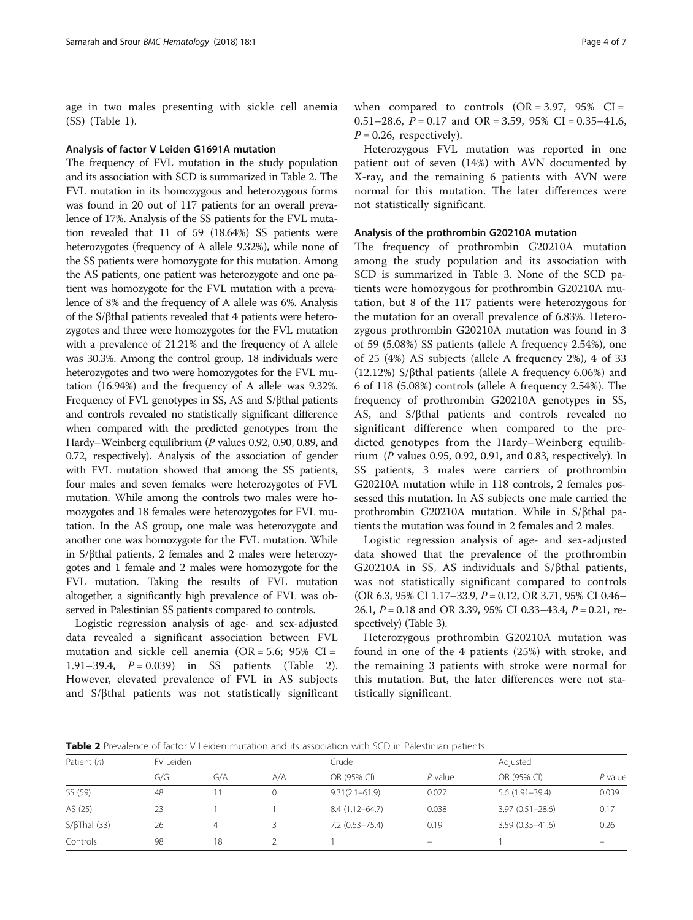age in two males presenting with sickle cell anemia (SS) (Table 1).

### Analysis of factor V Leiden G1691A mutation

The frequency of FVL mutation in the study population and its association with SCD is summarized in Table 2. The FVL mutation in its homozygous and heterozygous forms was found in 20 out of 117 patients for an overall prevalence of 17%. Analysis of the SS patients for the FVL mutation revealed that 11 of 59 (18.64%) SS patients were heterozygotes (frequency of A allele 9.32%), while none of the SS patients were homozygote for this mutation. Among the AS patients, one patient was heterozygote and one patient was homozygote for the FVL mutation with a prevalence of 8% and the frequency of A allele was 6%. Analysis of the S/βthal patients revealed that 4 patients were heterozygotes and three were homozygotes for the FVL mutation with a prevalence of 21.21% and the frequency of A allele was 30.3%. Among the control group, 18 individuals were heterozygotes and two were homozygotes for the FVL mutation (16.94%) and the frequency of A allele was 9.32%. Frequency of FVL genotypes in SS, AS and S/βthal patients and controls revealed no statistically significant difference when compared with the predicted genotypes from the Hardy–Weinberg equilibrium (*P* values 0.92, 0.90, 0.89, and 0.72, respectively). Analysis of the association of gender with FVL mutation showed that among the SS patients, four males and seven females were heterozygotes of FVL mutation. While among the controls two males were homozygotes and 18 females were heterozygotes for FVL mutation. In the AS group, one male was heterozygote and another one was homozygote for the FVL mutation. While in S/βthal patients, 2 females and 2 males were heterozygotes and 1 female and 2 males were homozygote for the FVL mutation. Taking the results of FVL mutation altogether, a significantly high prevalence of FVL was observed in Palestinian SS patients compared to controls.

Logistic regression analysis of age- and sex-adjusted data revealed a significant association between FVL mutation and sickle cell anemia (OR = 5.6; 95% CI = 1.91–39.4, *P* = 0.039) in SS patients (Table 2). However, elevated prevalence of FVL in AS subjects and S/βthal patients was not statistically significant when compared to controls (OR = 3.97, 95% CI = 0.51–28.6, *P* = 0.17 and OR = 3.59, 95% CI = 0.35–41.6, *P* = 0.26, respectively).

Heterozygous FVL mutation was reported in one patient out of seven (14%) with AVN documented by X-ray, and the remaining 6 patients with AVN were normal for this mutation. The later differences were not statistically significant.

### Analysis of the prothrombin G20210A mutation

The frequency of prothrombin G20210A mutation among the study population and its association with SCD is summarized in Table 3. None of the SCD patients were homozygous for prothrombin G20210A mutation, but 8 of the 117 patients were heterozygous for the mutation for an overall prevalence of 6.83%. Heterozygous prothrombin G20210A mutation was found in 3 of 59 (5.08%) SS patients (allele A frequency 2.54%), one of 25 (4%) AS subjects (allele A frequency 2%), 4 of 33 (12.12%) S/βthal patients (allele A frequency 6.06%) and 6 of 118 (5.08%) controls (allele A frequency 2.54%). The frequency of prothrombin G20210A genotypes in SS, AS, and S/βthal patients and controls revealed no significant difference when compared to the predicted genotypes from the Hardy–Weinberg equilibrium (*P* values 0.95, 0.92, 0.91, and 0.83, respectively). In SS patients, 3 males were carriers of prothrombin G20210A mutation while in 118 controls, 2 females possessed this mutation. In AS subjects one male carried the prothrombin G20210A mutation. While in S/βthal patients the mutation was found in 2 females and 2 males.

Logistic regression analysis of age- and sex-adjusted data showed that the prevalence of the prothrombin G20210A in SS, AS individuals and S/βthal patients, was not statistically significant compared to controls (OR 6.3, 95% CI 1.17–33.9, *P* = 0.12, OR 3.71, 95% CI 0.46–26.1, *P* = 0.18 and OR 3.39, 95% CI 0.33–43.4, *P* = 0.21, respectively) (Table 3).

Heterozygous prothrombin G20210A mutation was found in one of the 4 patients (25%) with stroke, and the remaining 3 patients with stroke were normal for this mutation. But, the later differences were not statistically significant.

**Table 2** Prevalence of factor V Leiden mutation and its association with SCD in Palestinian patients

| Patient (*n*) | FV Leiden | | | Crude | | Adjusted | |
|---|---|---|---|---|---|---|---|
| | G/G | G/A | A/A | OR (95% CI) | *P* value | OR (95% CI) | *P* value |
| SS (59) | 48 | 11 | 0 | 9.31(2.1–61.9) | 0.027 | 5.6 (1.91–39.4) | 0.039 |
| AS (25) | 23 | 1 | 1 | 8.4 (1.12–64.7) | 0.038 | 3.97 (0.51–28.6) | 0.17 |
| S/βThal (33) | 26 | 4 | 3 | 7.2 (0.63–75.4) | 0.19 | 3.59 (0.35–41.6) | 0.26 |
| Controls | 98 | 18 | 2 | 1 | – | 1 | – |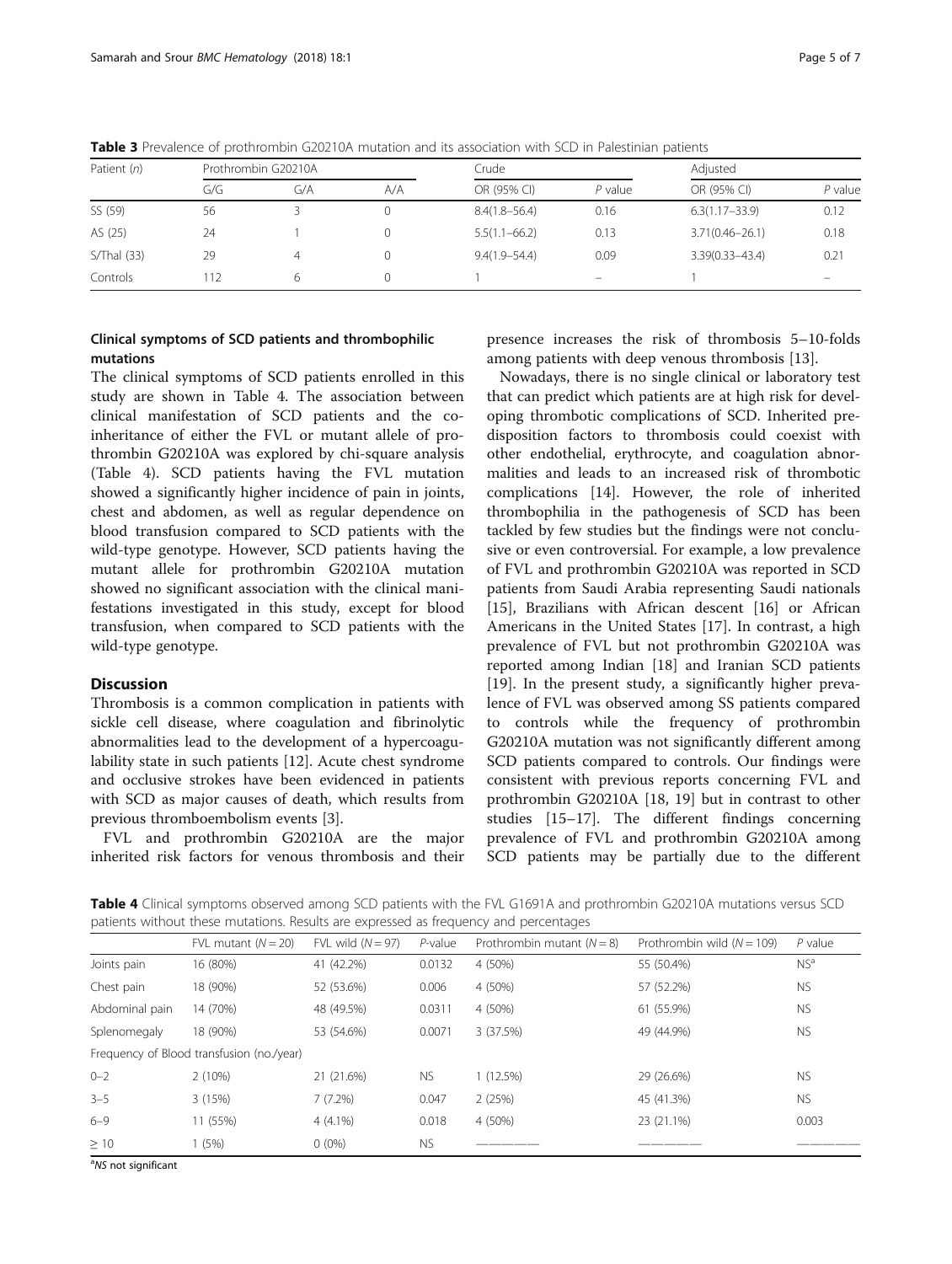**Table 3** Prevalence of prothrombin G20210A mutation and its association with SCD in Palestinian patients

| Patient (*n*) | Prothrombin G20210A | | | Crude | | Adjusted | |
|---|---|---|---|---|---|---|---|
| | G/G | G/A | A/A | OR (95% CI) | *P* value | OR (95% CI) | *P* value |
| SS (59) | 56 | 3 | 0 | 8.4(1.8–56.4) | 0.16 | 6.3(1.17–33.9) | 0.12 |
| AS (25) | 24 | 1 | 0 | 5.5(1.1–66.2) | 0.13 | 3.71(0.46–26.1) | 0.18 |
| S/Thal (33) | 29 | 4 | 0 | 9.4(1.9–54.4) | 0.09 | 3.39(0.33–43.4) | 0.21 |
| Controls | 112 | 6 | 0 | 1 | – | 1 | – |

### Clinical symptoms of SCD patients and thrombophilic mutations

The clinical symptoms of SCD patients enrolled in this study are shown in Table 4. The association between clinical manifestation of SCD patients and the co-inheritance of either the FVL or mutant allele of prothrombin G20210A was explored by chi-square analysis (Table 4). SCD patients having the FVL mutation showed a significantly higher incidence of pain in joints, chest and abdomen, as well as regular dependence on blood transfusion compared to SCD patients with the wild-type genotype. However, SCD patients having the mutant allele for prothrombin G20210A mutation showed no significant association with the clinical manifestations investigated in this study, except for blood transfusion, when compared to SCD patients with the wild-type genotype.

## Discussion

Thrombosis is a common complication in patients with sickle cell disease, where coagulation and fibrinolytic abnormalities lead to the development of a hypercoagulability state in such patients [12]. Acute chest syndrome and occlusive strokes have been evidenced in patients with SCD as major causes of death, which results from previous thromboembolism events [3].

FVL and prothrombin G20210A are the major inherited risk factors for venous thrombosis and their presence increases the risk of thrombosis 5–10-folds among patients with deep venous thrombosis [13].

Nowadays, there is no single clinical or laboratory test that can predict which patients are at high risk for developing thrombotic complications of SCD. Inherited predisposition factors to thrombosis could coexist with other endothelial, erythrocyte, and coagulation abnormalities and leads to an increased risk of thrombotic complications [14]. However, the role of inherited thrombophilia in the pathogenesis of SCD has been tackled by few studies but the findings were not conclusive or even controversial. For example, a low prevalence of FVL and prothrombin G20210A was reported in SCD patients from Saudi Arabia representing Saudi nationals [15], Brazilians with African descent [16] or African Americans in the United States [17]. In contrast, a high prevalence of FVL but not prothrombin G20210A was reported among Indian [18] and Iranian SCD patients [19]. In the present study, a significantly higher prevalence of FVL was observed among SS patients compared to controls while the frequency of prothrombin G20210A mutation was not significantly different among SCD patients compared to controls. Our findings were consistent with previous reports concerning FVL and prothrombin G20210A [18, 19] but in contrast to other studies [15–17]. The different findings concerning prevalence of FVL and prothrombin G20210A among SCD patients may be partially due to the different

**Table 4** Clinical symptoms observed among SCD patients with the FVL G1691A and prothrombin G20210A mutations versus SCD patients without these mutations. Results are expressed as frequency and percentages

| | FVL mutant (*N* = 20) | FVL wild (*N* = 97) | *P*-value | Prothrombin mutant (*N* = 8) | Prothrombin wild (*N* = 109) | *P* value |
|---|---|---|---|---|---|---|
| Joints pain | 16 (80%) | 41 (42.2%) | 0.0132 | 4 (50%) | 55 (50.4%) | NS[a] |
| Chest pain | 18 (90%) | 52 (53.6%) | 0.006 | 4 (50%) | 57 (52.2%) | NS |
| Abdominal pain | 14 (70%) | 48 (49.5%) | 0.0311 | 4 (50%) | 61 (55.9%) | NS |
| Splenomegaly | 18 (90%) | 53 (54.6%) | 0.0071 | 3 (37.5%) | 49 (44.9%) | NS |
| Frequency of Blood transfusion (no./year) | | | | | | |
| 0–2 | 2 (10%) | 21 (21.6%) | NS | 1 (12.5%) | 29 (26.6%) | NS |
| 3–5 | 3 (15%) | 7 (7.2%) | 0.047 | 2 (25%) | 45 (41.3%) | NS |
| 6–9 | 11 (55%) | 4 (4.1%) | 0.018 | 4 (50%) | 23 (21.1%) | 0.003 |
| ≥ 10 | 1 (5%) | 0 (0%) | NS | ———— | ———— | ———— |

[a]*NS* not significant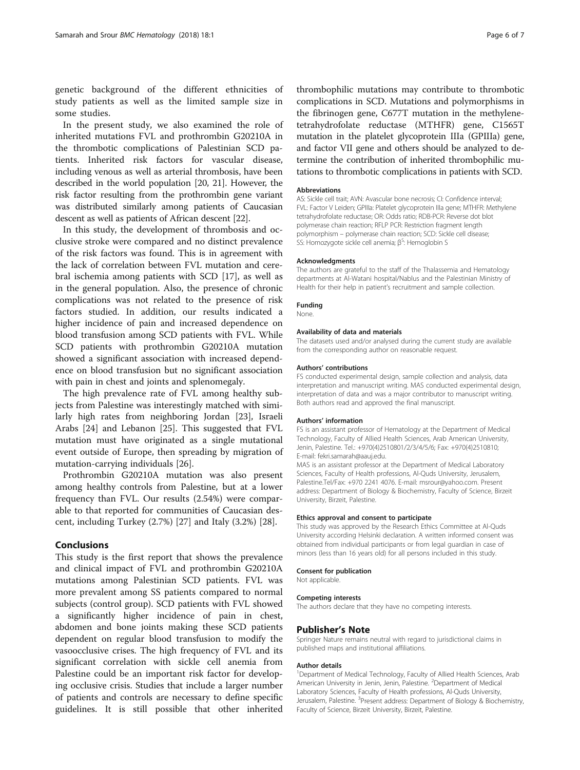genetic background of the different ethnicities of study patients as well as the limited sample size in some studies.

In the present study, we also examined the role of inherited mutations FVL and prothrombin G20210A in the thrombotic complications of Palestinian SCD patients. Inherited risk factors for vascular disease, including venous as well as arterial thrombosis, have been described in the world population [20, 21]. However, the risk factor resulting from the prothrombin gene variant was distributed similarly among patients of Caucasian descent as well as patients of African descent [22].

In this study, the development of thrombosis and occlusive stroke were compared and no distinct prevalence of the risk factors was found. This is in agreement with the lack of correlation between FVL mutation and cerebral ischemia among patients with SCD [17], as well as in the general population. Also, the presence of chronic complications was not related to the presence of risk factors studied. In addition, our results indicated a higher incidence of pain and increased dependence on blood transfusion among SCD patients with FVL. While SCD patients with prothrombin G20210A mutation showed a significant association with increased dependence on blood transfusion but no significant association with pain in chest and joints and splenomegaly.

The high prevalence rate of FVL among healthy subjects from Palestine was interestingly matched with similarly high rates from neighboring Jordan [23], Israeli Arabs [24] and Lebanon [25]. This suggested that FVL mutation must have originated as a single mutational event outside of Europe, then spreading by migration of mutation-carrying individuals [26].

Prothrombin G20210A mutation was also present among healthy controls from Palestine, but at a lower frequency than FVL. Our results (2.54%) were comparable to that reported for communities of Caucasian descent, including Turkey (2.7%) [27] and Italy (3.2%) [28].

## Conclusions

This study is the first report that shows the prevalence and clinical impact of FVL and prothrombin G20210A mutations among Palestinian SCD patients. FVL was more prevalent among SS patients compared to normal subjects (control group). SCD patients with FVL showed a significantly higher incidence of pain in chest, abdomen and bone joints making these SCD patients dependent on regular blood transfusion to modify the vasoocclusive crises. The high frequency of FVL and its significant correlation with sickle cell anemia from Palestine could be an important risk factor for developing occlusive crisis. Studies that include a larger number of patients and controls are necessary to define specific guidelines. It is still possible that other inherited thrombophilic mutations may contribute to thrombotic complications in SCD. Mutations and polymorphisms in the fibrinogen gene, C677T mutation in the methylenetetrahydrofolate reductase (MTHFR) gene, C1565T mutation in the platelet glycoprotein IIIa (GPIIIa) gene, and factor VII gene and others should be analyzed to determine the contribution of inherited thrombophilic mutations to thrombotic complications in patients with SCD.

#### Abbreviations

AS: Sickle cell trait; AVN: Avascular bone necrosis; CI: Confidence interval; FVL: Factor V Leiden; GPIIIa: Platelet glycoprotein IIIa gene; MTHFR: Methylene tetrahydrofolate reductase; OR: Odds ratio; RDB-PCR: Reverse dot blot polymerase chain reaction; RFLP PCR: Restriction fragment length polymorphism – polymerase chain reaction; SCD: Sickle cell disease; SS: Homozygote sickle cell anemia; $\beta^S$: Hemoglobin S

#### Acknowledgments

The authors are grateful to the staff of the Thalassemia and Hematology departments at Al-Watani hospital/Nablus and the Palestinian Ministry of Health for their help in patient's recruitment and sample collection.

#### Funding

None.

#### Availability of data and materials

The datasets used and/or analysed during the current study are available from the corresponding author on reasonable request.

#### Authors' contributions

FS conducted experimental design, sample collection and analysis, data interpretation and manuscript writing. MAS conducted experimental design, interpretation of data and was a major contributor to manuscript writing. Both authors read and approved the final manuscript.

#### Authors' information

FS is an assistant professor of Hematology at the Department of Medical Technology, Faculty of Allied Health Sciences, Arab American University, Jenin, Palestine. Tel.: +970(4)2510801/2/3/4/5/6; Fax: +970(4)2510810; E-mail: fekri.samarah@aauj.edu.

MAS is an assistant professor at the Department of Medical Laboratory Sciences, Faculty of Health professions, Al-Quds University, Jerusalem, Palestine.Tel/Fax: +970 2241 4076. E-mail: msrour@yahoo.com. Present address: Department of Biology & Biochemistry, Faculty of Science, Birzeit University, Birzeit, Palestine.

#### Ethics approval and consent to participate

This study was approved by the Research Ethics Committee at Al-Quds University according Helsinki declaration. A written informed consent was obtained from individual participants or from legal guardian in case of minors (less than 16 years old) for all persons included in this study.

#### Consent for publication

Not applicable.

#### Competing interests

The authors declare that they have no competing interests.

## Publisher's Note

Springer Nature remains neutral with regard to jurisdictional claims in published maps and institutional affiliations.

#### Author details

[1]Department of Medical Technology, Faculty of Allied Health Sciences, Arab American University in Jenin, Jenin, Palestine. [2]Department of Medical Laboratory Sciences, Faculty of Health professions, Al-Quds University, Jerusalem, Palestine. [3]Present address: Department of Biology & Biochemistry, Faculty of Science, Birzeit University, Birzeit, Palestine.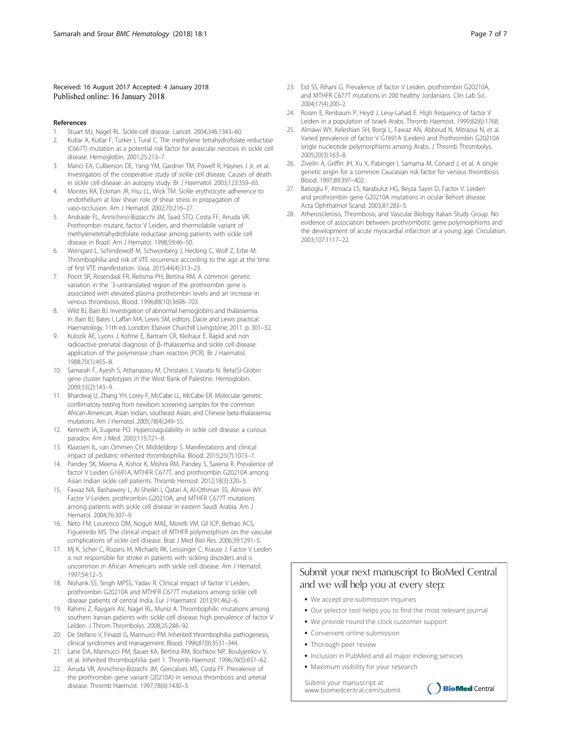Received: 16 August 2017 Accepted: 4 January 2018
Published online: 16 January 2018

## References

1. Stuart MJ, Nagel RL. Sickle-cell disease. Lancet. 2004;346:1343–60.
2. Kutlar A, Kutlar F, Turker I, Tural C. The methylene tetrahydrofolate reductase (C667T) mutation as a potential risk factor for avascular necrosis in sickle cell disease. Hemoglobin. 2001;25:213–7.
3. Manci EA, Culberson DE, Yang YM, Gardner TM, Powell R, Haynes J Jr, et al. Investigators of the cooperative study of sickle cell disease. Causes of death in sickle cell disease: an autopsy study. Br J Haematol. 2003;123:359–65.
4. Montes RA, Eckman JR, Hsu LL, Wick TM. Sickle erythrocyte adherence to endothelium at low shear: role of shear stress in propagation of vaso-occlusion. Am J Hematol. 2002;70:216–27.
5. Andrade FL, Annichino-Bizzacchi JM, Saad STO, Costa FF, Arruda VR. Prothrombin mutant, factor V Leiden, and thermolabile variant of methylenetetrahydrofolate reductase among patients with sickle cell disease in Brazil. Am J Hematol. 1998;59:46–50.
6. Weingarz L, Schindewolf M, Schwonberg J, Hecking C, Wolf Z, Erbe M. Thrombophilia and risk of VTE recurrence according to the age at the time of first VTE manifestation. Vasa. 2015;44(4):313–23.
7. Poort SR, Rosendaal FR, Reitsma PH, Bertina RM. A common genetic variation in the `3-untranslated region of the prothrombin gene is associated with elevated plasma prothrombin levels and an increase in venous thrombosis. Blood. 1996;88(10):3698–703.
8. Wild BJ, Bain BJ. Investigation of abnormal hemoglobins and thalassemia. In: Bain BJ, Bates I, Laffan MA, Lewis SM, editors. Dacie and Lewis practical Haematology. 11th ed. London: Elsevier Churchill Livingstone; 2011. p. 301–32.
9. Kulozik AE, Lyons J, Kohne E, Bartram CR, Kleihaur E. Rapid and non radioactive prenatal diagnosis of β–thalassemia and sickle cell disease: application of the polymerase chain reaction (PCR). Br J Haematol. 1988;70(1):455–8.
10. Samarah F, Ayesh S, Athanasiou M, Christakis J, Vavatsi N. Beta(S)-Globin gene cluster haplotypes in the West Bank of Palestine. Hemoglobin. 2009;33(2):143–9.
11. Bhardwaj U, Zhang YH, Lorey F, McCabe LL, McCabe ER. Molecular genetic confirmatory testing from newborn screening samples for the common African-American, Asian Indian, southeast Asian, and Chinese beta-thalassemia mutations. Am J Hematol. 2005;78(4):249–55.
12. Kenneth IA, Eugene PO. Hypercoagulability in sickle cell disease: a curious paradox. Am J Med. 2003;115:721–8.
13. Klaassen IL, van Ommen CH, Middeldorp S. Manifestations and clinical impact of pediatric inherited thrombophilia. Blood. 2015;25(7):1073–7.
14. Pandey SK, Meena A, Kishor K, Mishra RM, Pandey S, Saxena R. Prevalence of factor V Leiden G1691A, MTHFR C677T, and prothrombin G20210A among Asian Indian sickle cell patients. Thromb Hemost. 2012;18(3):320–3.
15. Fawaz NA, Bashawery L, Al-Sheikh I, Qatari A, Al-Othman SS, Almawi WY. Factor V-Leiden, prothrombin G20210A, and MTHFR C677T mutations among patients with sickle cell disease in eastern Saudi Arabia. Am J Hematol. 2004;76:307–9.
16. Neto FM, Lourenco DM, Noguti MAE, Morelli VM, Gil ICP, Beltrao ACS, Figueiredo MS. The clinical impact of MTHFR polymorphism on the vascular complications of sickle cell disease. Braz J Med Biol Res. 2006;39:1291–5.
17. Mj K, Scher C, Rozans M, Michaels RK, Leissinger C, Krause J. Factor V Leiden is not responsible for stroke in patients with sickling disorders and is uncommon in African Americans with sickle cell disease. Am J Hematol. 1997;54:12–5.
18. Nishank SS, Singh MPSS, Yadav R. Clinical impact of factor V Leiden, prothrombin G20210A and MTHFR C677T mutations among sickle cell disease patients of central India. Eur J Haematol. 2013;91:462–6.
19. Rahimi Z, Raygani AV, Nagel RL, Muniz A. Thrombophilic mutations among southern Iranian patients with sickle cell disease: high prevalence of factor V Leiden. J Throm Thrombolys. 2008;25:288–92.
20. De Stefano V, Finazzi G, Mannucci PM. Inherited thrombophilia: pathogenesis, clinical syndromes and management. Blood. 1996;87(9):3531–344.
21. Lane DA, Mannucci PM, Bauer KA, Bertina RM, Bochkov NP, Boulyjenkov V, et al. Inherited thrombophilia: part 1. Thromb Haemost. 1996;76(5):651–62.
22. Arruda VR, Annichino-Bizzachi JM, Goncalves MS, Costa FF. Prevalence of the prothrombin gene variant (20210A) in venous thrombosis and arterial disease. Thromb Haemost. 1997;78(6):1430–3.
23. Eid SS, Rihani G. Prevalence of factor V Leiden, prothrombin G20210A, and MTHFR C677T mutations in 200 healthy Jordanians. Clin Lab Sci. 2004;17(4):200–2.
24. Rosen E, Renbaum P, Heyd J, Levy-Lahad E. High frequency of factor V Leiden in a population of Israeli Arabs. Thromb Haemost. 1999;82(6):1768.
25. Almawi WY, Keleshian SH, Borgi L, Fawaz AN, Abboud N, Mitraoui N, et al. Varied prevalence of factor V G1691A (Leiden) and Prothrombin G20210A single nucleotide polymorphisms among Arabs. J Thromb Thrombolys. 2005;20(3):163–8.
26. Zivelin A, Griffin JH, Xu X, Pabinger I, Samama M, Conard J, et al. A single genetic origin for a common Caucasian risk factor for venous thrombosis. Blood. 1997;89:397–402.
27. Batioglu F, Atmaca LS, Karabulut HG, Beyza Sayin D, Factor V. Leiden and prothrombin gene G20210A mutations in ocular Behcet disease. Acta Ophthalmol Scand. 2003;81:283–5.
28. Atherosclerosis, Thrombosis, and Vascular Biology Italian Study Group. No evidence of association between prothrombotic gene polymorphisms and the development of acute myocardial infarction at a young age. Circulation. 2003;107:1117–22.

Submit your next manuscript to BioMed Central and we will help you at every step:

- We accept pre-submission inquiries
- Our selector tool helps you to find the most relevant journal
- We provide round the clock customer support
- Convenient online submission
- Thorough peer review
- Inclusion in PubMed and all major indexing services
- Maximum visibility for your research

Submit your manuscript at
www.biomedcentral.com/submit

BioMed Central